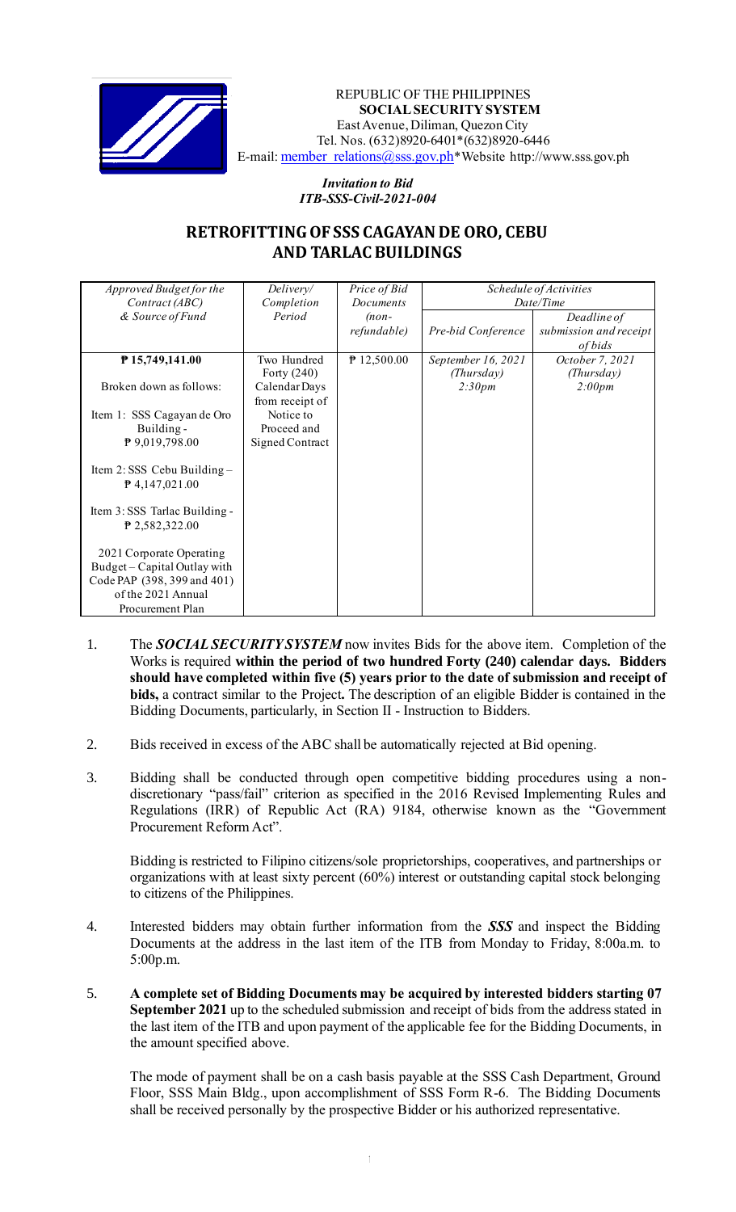REPUBLIC OF THE PHILIPPINES
**SOCIAL SECURITY SYSTEM**
East Avenue, Diliman, Quezon City
Tel. Nos. (632)8920-6401*(632)8920-6446
E-mail: member_relations@sss.gov.ph*Website http://www.sss.gov.ph

***Invitation to Bid***
***ITB-SSS-Civil-2021-004***

# RETROFITTING OF SSS CAGAYAN DE ORO, CEBU AND TARLAC BUILDINGS

| *Approved Budget for the Contract (ABC) & Source of Fund* | *Delivery/ Completion Period* | *Price of Bid Documents (non-refundable)* | *Schedule of Activities Date/Time* | |
|---|---|---|---|---|
| | | | *Pre-bid Conference* | *Deadline of submission and receipt of bids* |
| **₱ 15,749,141.00**<br><br>Broken down as follows:<br><br>Item 1: SSS Cagayan de Oro Building - ₱ 9,019,798.00<br><br>Item 2: SSS Cebu Building – ₱ 4,147,021.00<br><br>Item 3: SSS Tarlac Building - ₱ 2,582,322.00<br><br>2021 Corporate Operating Budget – Capital Outlay with Code PAP (398, 399 and 401) of the 2021 Annual Procurement Plan | Two Hundred Forty (240) Calendar Days from receipt of Notice to Proceed and Signed Contract | ₱ 12,500.00 | *September 16, 2021 (Thursday) 2:30pm* | *October 7, 2021 (Thursday) 2:00pm* |

1. The ***SOCIAL SECURITY SYSTEM*** now invites Bids for the above item. Completion of the Works is required **within the period of two hundred Forty (240) calendar days. Bidders should have completed within five (5) years prior to the date of submission and receipt of bids,** a contract similar to the Project**.** The description of an eligible Bidder is contained in the Bidding Documents, particularly, in Section II - Instruction to Bidders.

2. Bids received in excess of the ABC shall be automatically rejected at Bid opening.

3. Bidding shall be conducted through open competitive bidding procedures using a non-discretionary "pass/fail" criterion as specified in the 2016 Revised Implementing Rules and Regulations (IRR) of Republic Act (RA) 9184, otherwise known as the "Government Procurement Reform Act".

   Bidding is restricted to Filipino citizens/sole proprietorships, cooperatives, and partnerships or organizations with at least sixty percent (60%) interest or outstanding capital stock belonging to citizens of the Philippines.

4. Interested bidders may obtain further information from the ***SSS*** and inspect the Bidding Documents at the address in the last item of the ITB from Monday to Friday, 8:00a.m. to 5:00p.m.

5. **A complete set of Bidding Documents may be acquired by interested bidders starting 07 September 2021** up to the scheduled submission and receipt of bids from the address stated in the last item of the ITB and upon payment of the applicable fee for the Bidding Documents, in the amount specified above.

   The mode of payment shall be on a cash basis payable at the SSS Cash Department, Ground Floor, SSS Main Bldg., upon accomplishment of SSS Form R-6. The Bidding Documents shall be received personally by the prospective Bidder or his authorized representative.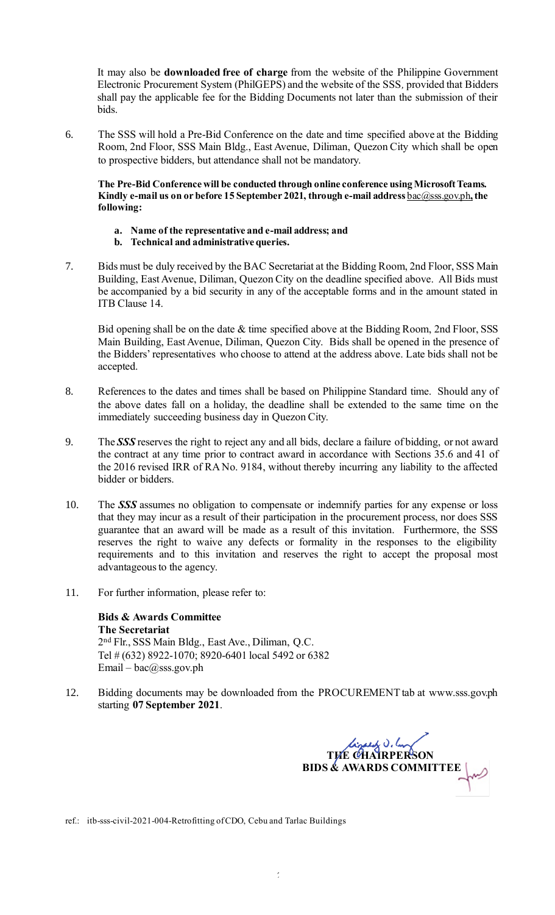It may also be **downloaded free of charge** from the website of the Philippine Government Electronic Procurement System (PhilGEPS) and the website of the SSS*,* provided that Bidders shall pay the applicable fee for the Bidding Documents not later than the submission of their bids.

6. The SSS will hold a Pre-Bid Conference on the date and time specified above at the Bidding Room, 2nd Floor, SSS Main Bldg., East Avenue, Diliman, Quezon City which shall be open to prospective bidders, but attendance shall not be mandatory.

   **The Pre-Bid Conference will be conducted through online conference using Microsoft Teams. Kindly e-mail us on or before 15 September 2021, through e-mail address** bac@sss.gov.ph**, the following:**

   **a. Name of the representative and e-mail address; and**
   **b. Technical and administrative queries.**

7. Bids must be duly received by the BAC Secretariat at the Bidding Room, 2nd Floor, SSS Main Building, East Avenue, Diliman, Quezon City on the deadline specified above. All Bids must be accompanied by a bid security in any of the acceptable forms and in the amount stated in ITB Clause 14.

   Bid opening shall be on the date & time specified above at the Bidding Room, 2nd Floor, SSS Main Building, East Avenue, Diliman, Quezon City. Bids shall be opened in the presence of the Bidders' representatives who choose to attend at the address above. Late bids shall not be accepted.

8. References to the dates and times shall be based on Philippine Standard time. Should any of the above dates fall on a holiday, the deadline shall be extended to the same time on the immediately succeeding business day in Quezon City.

9. The ***SSS*** reserves the right to reject any and all bids, declare a failure of bidding, or not award the contract at any time prior to contract award in accordance with Sections 35.6 and 41 of the 2016 revised IRR of RA No. 9184, without thereby incurring any liability to the affected bidder or bidders.

10. The ***SSS*** assumes no obligation to compensate or indemnify parties for any expense or loss that they may incur as a result of their participation in the procurement process, nor does SSS guarantee that an award will be made as a result of this invitation. Furthermore, the SSS reserves the right to waive any defects or formality in the responses to the eligibility requirements and to this invitation and reserves the right to accept the proposal most advantageous to the agency.

11. For further information, please refer to:

    **Bids & Awards Committee**
    **The Secretariat**
    2nd Flr., SSS Main Bldg., East Ave., Diliman, Q.C.
    Tel # (632) 8922-1070; 8920-6401 local 5492 or 6382
    Email – bac@sss.gov.ph

12. Bidding documents may be downloaded from the PROCUREMENT tab at www.sss.gov.ph starting **07 September 2021**.

**THE CHAIRPERSON**
**BIDS & AWARDS COMMITTEE**

ref.: itb-sss-civil-2021-004-Retrofitting of CDO, Cebu and Tarlac Buildings